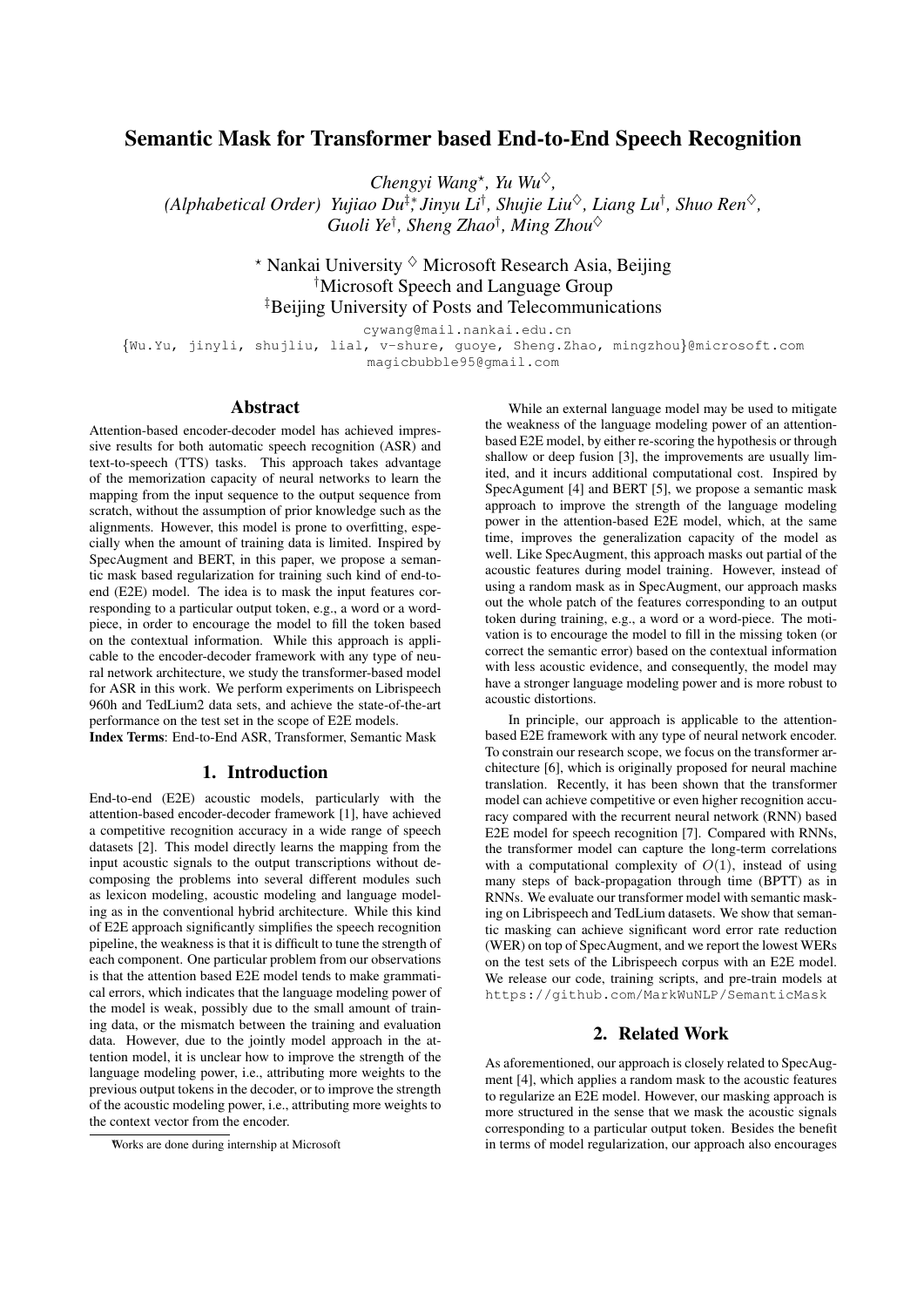# Semantic Mask for Transformer based End-to-End Speech Recognition

*Chengyi Wang*[⋆], *Yu Wu*[♢],
*(Alphabetical Order) Yujiao Du*[‡,∗] *Jinyu Li*[†], *Shujie Liu*[♢], *Liang Lu*[†], *Shuo Ren*[♢],
*Guoli Ye*[†], *Sheng Zhao*[†], *Ming Zhou*[♢]

[⋆] Nankai University [♢] Microsoft Research Asia, Beijing
[†]Microsoft Speech and Language Group
[‡]Beijing University of Posts and Telecommunications

cywang@mail.nankai.edu.cn
{Wu.Yu, jinyli, shujliu, lial, v-shure, guoye, Sheng.Zhao, mingzhou}@microsoft.com
magicbubble95@gmail.com

## Abstract

Attention-based encoder-decoder model has achieved impressive results for both automatic speech recognition (ASR) and text-to-speech (TTS) tasks. This approach takes advantage of the memorization capacity of neural networks to learn the mapping from the input sequence to the output sequence from scratch, without the assumption of prior knowledge such as the alignments. However, this model is prone to overfitting, especially when the amount of training data is limited. Inspired by SpecAugment and BERT, in this paper, we propose a semantic mask based regularization for training such kind of end-to-end (E2E) model. The idea is to mask the input features corresponding to a particular output token, e.g., a word or a word-piece, in order to encourage the model to fill the token based on the contextual information. While this approach is applicable to the encoder-decoder framework with any type of neural network architecture, we study the transformer-based model for ASR in this work. We perform experiments on Librispeech 960h and TedLium2 data sets, and achieve the state-of-the-art performance on the test set in the scope of E2E models.

**Index Terms**: End-to-End ASR, Transformer, Semantic Mask

## 1. Introduction

End-to-end (E2E) acoustic models, particularly with the attention-based encoder-decoder framework [1], have achieved a competitive recognition accuracy in a wide range of speech datasets [2]. This model directly learns the mapping from the input acoustic signals to the output transcriptions without decomposing the problems into several different modules such as lexicon modeling, acoustic modeling and language modeling as in the conventional hybrid architecture. While this kind of E2E approach significantly simplifies the speech recognition pipeline, the weakness is that it is difficult to tune the strength of each component. One particular problem from our observations is that the attention based E2E model tends to make grammatical errors, which indicates that the language modeling power of the model is weak, possibly due to the small amount of training data, or the mismatch between the training and evaluation data. However, due to the jointly model approach in the attention model, it is unclear how to improve the strength of the language modeling power, i.e., attributing more weights to the previous output tokens in the decoder, or to improve the strength of the acoustic modeling power, i.e., attributing more weights to the context vector from the encoder.

While an external language model may be used to mitigate the weakness of the language modeling power of an attention-based E2E model, by either re-scoring the hypothesis or through shallow or deep fusion [3], the improvements are usually limited, and it incurs additional computational cost. Inspired by SpecAgument [4] and BERT [5], we propose a semantic mask approach to improve the strength of the language modeling power in the attention-based E2E model, which, at the same time, improves the generalization capacity of the model as well. Like SpecAugment, this approach masks out partial of the acoustic features during model training. However, instead of using a random mask as in SpecAugment, our approach masks out the whole patch of the features corresponding to an output token during training, e.g., a word or a word-piece. The motivation is to encourage the model to fill in the missing token (or correct the semantic error) based on the contextual information with less acoustic evidence, and consequently, the model may have a stronger language modeling power and is more robust to acoustic distortions.

In principle, our approach is applicable to the attention-based E2E framework with any type of neural network encoder. To constrain our research scope, we focus on the transformer architecture [6], which is originally proposed for neural machine translation. Recently, it has been shown that the transformer model can achieve competitive or even higher recognition accuracy compared with the recurrent neural network (RNN) based E2E model for speech recognition [7]. Compared with RNNs, the transformer model can capture the long-term correlations with a computational complexity of $O(1)$, instead of using many steps of back-propagation through time (BPTT) as in RNNs. We evaluate our transformer model with semantic masking on Librispeech and TedLium datasets. We show that semantic masking can achieve significant word error rate reduction (WER) on top of SpecAugment, and we report the lowest WERs on the test sets of the Librispeech corpus with an E2E model. We release our code, training scripts, and pre-train models at https://github.com/MarkWuNLP/SemanticMask

## 2. Related Work

As aforementioned, our approach is closely related to SpecAugment [4], which applies a random mask to the acoustic features to regularize an E2E model. However, our masking approach is more structured in the sense that we mask the acoustic signals corresponding to a particular output token. Besides the benefit in terms of model regularization, our approach also encourages

[∗]Works are done during internship at Microsoft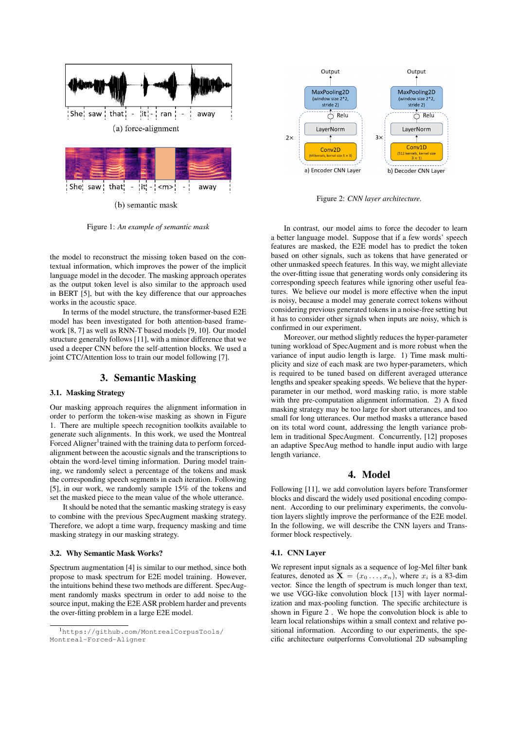Figure 1: *An example of semantic mask*

the model to reconstruct the missing token based on the contextual information, which improves the power of the implicit language model in the decoder. The masking approach operates as the output token level is also similar to the approach used in BERT [5], but with the key difference that our approaches works in the acoustic space.

In terms of the model structure, the transformer-based E2E model has been investigated for both attention-based framework [8, 7] as well as RNN-T based models [9, 10]. Our model structure generally follows [11], with a minor difference that we used a deeper CNN before the self-attention blocks. We used a joint CTC/Attention loss to train our model following [7].

## 3. Semantic Masking

### 3.1. Masking Strategy

Our masking approach requires the alignment information in order to perform the token-wise masking as shown in Figure 1. There are multiple speech recognition toolkits available to generate such alignments. In this work, we used the Montreal Forced Aligner[1] trained with the training data to perform forced-alignment between the acoustic signals and the transcriptions to obtain the word-level timing information. During model training, we randomly select a percentage of the tokens and mask the corresponding speech segments in each iteration. Following [5], in our work, we randomly sample 15% of the tokens and set the masked piece to the mean value of the whole utterance.

It should be noted that the semantic masking strategy is easy to combine with the previous SpecAugment masking strategy. Therefore, we adopt a time warp, frequency masking and time masking strategy in our masking strategy.

### 3.2. Why Semantic Mask Works?

Spectrum augmentation [4] is similar to our method, since both propose to mask spectrum for E2E model training. However, the intuitions behind these two methods are different. SpecAugment randomly masks spectrum in order to add noise to the source input, making the E2E ASR problem harder and prevents the over-fitting problem in a large E2E model.

[1]https://github.com/MontrealCorpusTools/Montreal-Forced-Aligner

Figure 2: *CNN layer architecture.*

In contrast, our model aims to force the decoder to learn a better language model. Suppose that if a few words' speech features are masked, the E2E model has to predict the token based on other signals, such as tokens that have generated or other unmasked speech features. In this way, we might alleviate the over-fitting issue that generating words only considering its corresponding speech features while ignoring other useful features. We believe our model is more effective when the input is noisy, because a model may generate correct tokens without considering previous generated tokens in a noise-free setting but it has to consider other signals when inputs are noisy, which is confirmed in our experiment.

Moreover, our method slightly reduces the hyper-parameter tuning workload of SpecAugment and is more robust when the variance of input audio length is large. 1) Time mask multiplicity and size of each mask are two hyper-parameters, which is required to be tuned based on different averaged utterance lengths and speaker speaking speeds. We believe that the hyper-parameter in our method, word masking ratio, is more stable with thre pre-computation alignment information. 2) A fixed masking strategy may be too large for short utterances, and too small for long utterances. Our method masks a utterance based on its total word count, addressing the length variance problem in traditional SpecAugment. Concurrently, [12] proposes an adaptive SpecAug method to handle input audio with large length variance.

## 4. Model

Following [11], we add convolution layers before Transformer blocks and discard the widely used positional encoding component. According to our preliminary experiments, the convolution layers slightly improve the performance of the E2E model. In the following, we will describe the CNN layers and Transformer block respectively.

### 4.1. CNN Layer

We represent input signals as a sequence of log-Mel filter bank features, denoted as $\mathbf{X} = (x_0 \ldots, x_n)$, where $x_i$ is a 83-dim vector. Since the length of spectrum is much longer than text, we use VGG-like convolution block [13] with layer normalization and max-pooling function. The specific architecture is shown in Figure 2 . We hope the convolution block is able to learn local relationships within a small context and relative positional information. According to our experiments, the specific architecture outperforms Convolutional 2D subsampling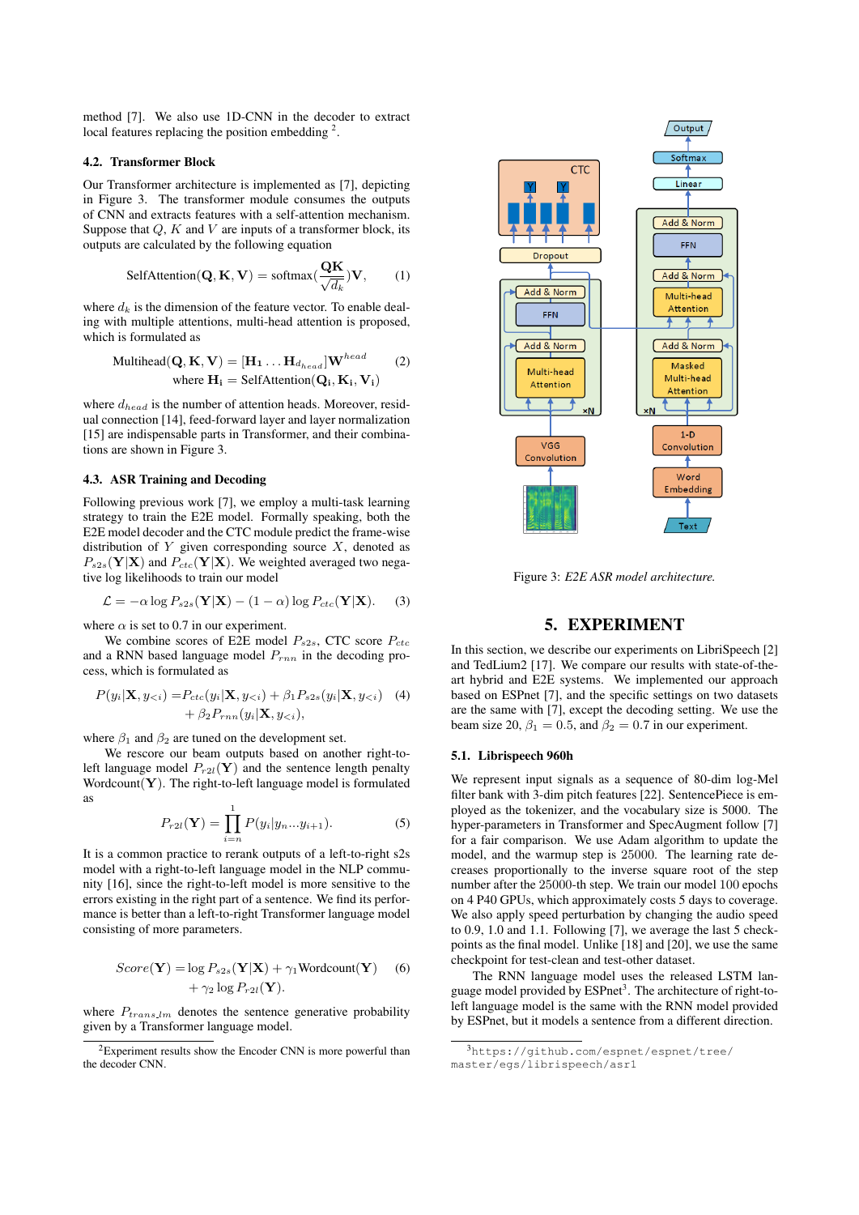method [7]. We also use 1D-CNN in the decoder to extract local features replacing the position embedding [2].

### 4.2. Transformer Block

Our Transformer architecture is implemented as [7], depicting in Figure 3. The transformer module consumes the outputs of CNN and extracts features with a self-attention mechanism. Suppose that $Q$, $K$ and $V$ are inputs of a transformer block, its outputs are calculated by the following equation

$$\text{SelfAttention}(\mathbf{Q}, \mathbf{K}, \mathbf{V}) = \text{softmax}(\frac{\mathbf{QK}}{\sqrt{d_k}})\mathbf{V}, \quad (1)$$

where $d_k$ is the dimension of the feature vector. To enable dealing with multiple attentions, multi-head attention is proposed, which is formulated as

$$\text{Multihead}(\mathbf{Q}, \mathbf{K}, \mathbf{V}) = [\mathbf{H_1} \dots \mathbf{H}_{d_{head}}]\mathbf{W}^{head} \quad (2)$$
$$\text{where } \mathbf{H_i} = \text{SelfAttention}(\mathbf{Q_i}, \mathbf{K_i}, \mathbf{V_i})$$

where $d_{head}$ is the number of attention heads. Moreover, residual connection [14], feed-forward layer and layer normalization [15] are indispensable parts in Transformer, and their combinations are shown in Figure 3.

### 4.3. ASR Training and Decoding

Following previous work [7], we employ a multi-task learning strategy to train the E2E model. Formally speaking, both the E2E model decoder and the CTC module predict the frame-wise distribution of $Y$ given corresponding source $X$, denoted as $P_{s2s}(\mathbf{Y}|\mathbf{X})$ and $P_{ctc}(\mathbf{Y}|\mathbf{X})$. We weighted averaged two negative log likelihoods to train our model

$$\mathcal{L} = -\alpha \log P_{s2s}(\mathbf{Y}|\mathbf{X}) - (1 - \alpha) \log P_{ctc}(\mathbf{Y}|\mathbf{X}). \quad (3)$$

where $\alpha$ is set to 0.7 in our experiment.

We combine scores of E2E model $P_{s2s}$, CTC score $P_{ctc}$ and a RNN based language model $P_{rnn}$ in the decoding process, which is formulated as

$$P(y_i|\mathbf{X}, y_{<i}) = P_{ctc}(y_i|\mathbf{X}, y_{<i}) + \beta_1 P_{s2s}(y_i|\mathbf{X}, y_{<i}) \quad (4)$$
$$+ \beta_2 P_{rnn}(y_i|\mathbf{X}, y_{<i}),$$

where $\beta_1$ and $\beta_2$ are tuned on the development set.

We rescore our beam outputs based on another right-to-left language model $P_{r2l}(\mathbf{Y})$ and the sentence length penalty Wordcount($\mathbf{Y}$). The right-to-left language model is formulated as

$$P_{r2l}(\mathbf{Y}) = \prod_{i=n}^{1} P(y_i|y_n \dots y_{i+1}). \quad (5)$$

It is a common practice to rerank outputs of a left-to-right s2s model with a right-to-left language model in the NLP community [16], since the right-to-left model is more sensitive to the errors existing in the right part of a sentence. We find its performance is better than a left-to-right Transformer language model consisting of more parameters.

$$Score(\mathbf{Y}) = \log P_{s2s}(\mathbf{Y}|\mathbf{X}) + \gamma_1 \text{Wordcount}(\mathbf{Y}) \quad (6)$$
$$+ \gamma_2 \log P_{r2l}(\mathbf{Y}).$$

where $P_{trans\_lm}$ denotes the sentence generative probability given by a Transformer language model.

[2] Experiment results show the Encoder CNN is more powerful than the decoder CNN.

Figure 3: *E2E ASR model architecture.*

## 5. EXPERIMENT

In this section, we describe our experiments on LibriSpeech [2] and TedLium2 [17]. We compare our results with state-of-the-art hybrid and E2E systems. We implemented our approach based on ESPnet [7], and the specific settings on two datasets are the same with [7], except the decoding setting. We use the beam size 20, $\beta_1 = 0.5$, and $\beta_2 = 0.7$ in our experiment.

### 5.1. Librispeech 960h

We represent input signals as a sequence of 80-dim log-Mel filter bank with 3-dim pitch features [22]. SentencePiece is employed as the tokenizer, and the vocabulary size is 5000. The hyper-parameters in Transformer and SpecAugment follow [7] for a fair comparison. We use Adam algorithm to update the model, and the warmup step is 25000. The learning rate decreases proportionally to the inverse square root of the step number after the 25000-th step. We train our model 100 epochs on 4 P40 GPUs, which approximately costs 5 days to coverage. We also apply speed perturbation by changing the audio speed to 0.9, 1.0 and 1.1. Following [7], we average the last 5 checkpoints as the final model. Unlike [18] and [20], we use the same checkpoint for test-clean and test-other dataset.

The RNN language model uses the released LSTM language model provided by ESPnet[3]. The architecture of right-to-left language model is the same with the RNN model provided by ESPnet, but it models a sentence from a different direction.

[3] https://github.com/espnet/espnet/tree/master/egs/librispeech/asr1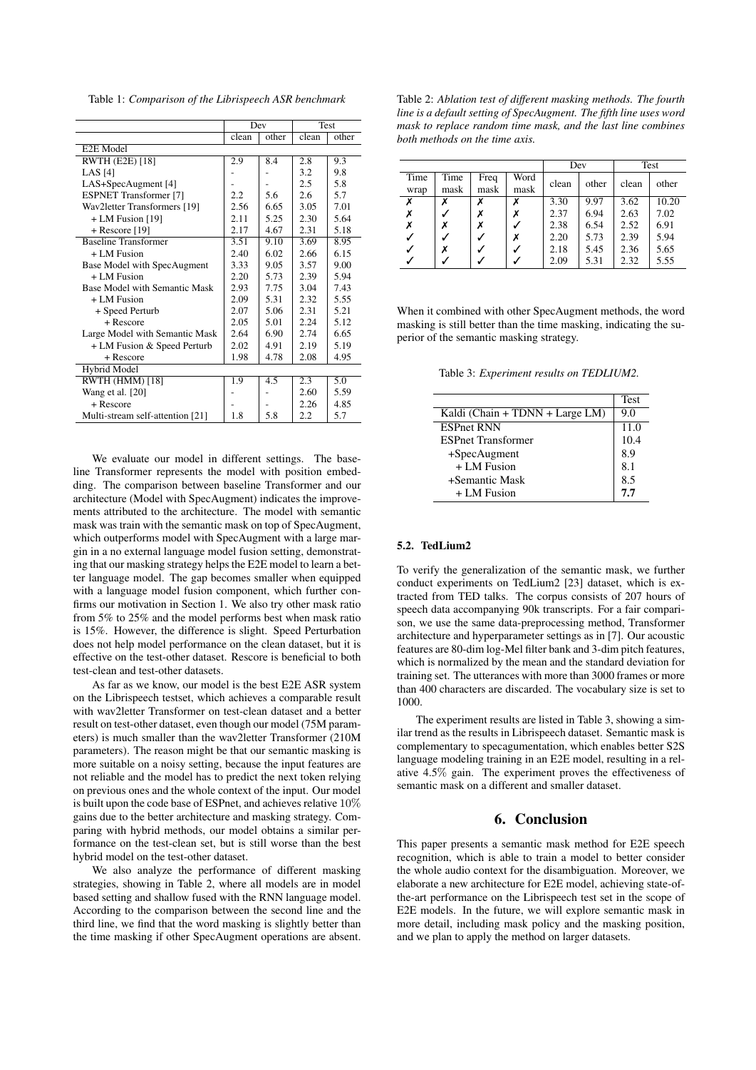Table 1: *Comparison of the Librispeech ASR benchmark*

| | Dev | | Test | |
|---|---|---|---|---|
| | clean | other | clean | other |
| E2E Model | | | | |
| RWTH (E2E) [18] | 2.9 | 8.4 | 2.8 | 9.3 |
| LAS [4] | - | - | 3.2 | 9.8 |
| LAS+SpecAugment [4] | - | - | 2.5 | 5.8 |
| ESPNET Transformer [7] | 2.2 | 5.6 | 2.6 | 5.7 |
| Wav2letter Transformers [19] | 2.56 | 6.65 | 3.05 | 7.01 |
| + LM Fusion [19] | 2.11 | 5.25 | 2.30 | 5.64 |
| + Rescore [19] | 2.17 | 4.67 | 2.31 | 5.18 |
| Baseline Transformer | 3.51 | 9.10 | 3.69 | 8.95 |
| + LM Fusion | 2.40 | 6.02 | 2.66 | 6.15 |
| Base Model with SpecAugment | 3.33 | 9.05 | 3.57 | 9.00 |
| + LM Fusion | 2.20 | 5.73 | 2.39 | 5.94 |
| Base Model with Semantic Mask | 2.93 | 7.75 | 3.04 | 7.43 |
| + LM Fusion | 2.09 | 5.31 | 2.32 | 5.55 |
| + Speed Perturb | 2.07 | 5.06 | 2.31 | 5.21 |
| + Rescore | 2.05 | 5.01 | 2.24 | 5.12 |
| Large Model with Semantic Mask | 2.64 | 6.90 | 2.74 | 6.65 |
| + LM Fusion & Speed Perturb | 2.02 | 4.91 | 2.19 | 5.19 |
| + Rescore | 1.98 | 4.78 | 2.08 | 4.95 |
| Hybrid Model | | | | |
| RWTH (HMM) [18] | 1.9 | 4.5 | 2.3 | 5.0 |
| Wang et al. [20] | - | - | 2.60 | 5.59 |
| + Rescore | - | - | 2.26 | 4.85 |
| Multi-stream self-attention [21] | 1.8 | 5.8 | 2.2 | 5.7 |

We evaluate our model in different settings. The baseline Transformer represents the model with position embedding. The comparison between baseline Transformer and our architecture (Model with SpecAugment) indicates the improvements attributed to the architecture. The model with semantic mask was train with the semantic mask on top of SpecAugment, which outperforms model with SpecAugment with a large margin in a no external language model fusion setting, demonstrating that our masking strategy helps the E2E model to learn a better language model. The gap becomes smaller when equipped with a language model fusion component, which further confirms our motivation in Section 1. We also try other mask ratio from 5% to 25% and the model performs best when mask ratio is 15%. However, the difference is slight. Speed Perturbation does not help model performance on the clean dataset, but it is effective on the test-other dataset. Rescore is beneficial to both test-clean and test-other datasets.

As far as we know, our model is the best E2E ASR system on the Librispeech testset, which achieves a comparable result with wav2letter Transformer on test-clean dataset and a better result on test-other dataset, even though our model (75M parameters) is much smaller than the wav2letter Transformer (210M parameters). The reason might be that our semantic masking is more suitable on a noisy setting, because the input features are not reliable and the model has to predict the next token relying on previous ones and the whole context of the input. Our model is built upon the code base of ESPnet, and achieves relative 10% gains due to the better architecture and masking strategy. Comparing with hybrid methods, our model obtains a similar performance on the test-clean set, but is still worse than the best hybrid model on the test-other dataset.

We also analyze the performance of different masking strategies, showing in Table 2, where all models are in model based setting and shallow fused with the RNN language model. According to the comparison between the second line and the third line, we find that the word masking is slightly better than the time masking if other SpecAugment operations are absent.

Table 2: *Ablation test of different masking methods. The fourth line is a default setting of SpecAugment. The fifth line uses word mask to replace random time mask, and the last line combines both methods on the time axis.*

| | | | | Dev | | Test | |
|---|---|---|---|---|---|---|---|
| Time wrap | Time mask | Freq mask | Word mask | clean | other | clean | other |
| ✗ | ✗ | ✗ | ✗ | 3.30 | 9.97 | 3.62 | 10.20 |
| ✗ | ✓ | ✗ | ✗ | 2.37 | 6.94 | 2.63 | 7.02 |
| ✗ | ✗ | ✗ | ✓ | 2.38 | 6.54 | 2.52 | 6.91 |
| ✓ | ✓ | ✓ | ✗ | 2.20 | 5.73 | 2.39 | 5.94 |
| ✓ | ✗ | ✓ | ✓ | 2.18 | 5.45 | 2.36 | 5.65 |
| ✓ | ✓ | ✓ | ✓ | 2.09 | 5.31 | 2.32 | 5.55 |

When it combined with other SpecAugment methods, the word masking is still better than the time masking, indicating the superior of the semantic masking strategy.

Table 3: *Experiment results on TEDLIUM2.*

| | Test |
|---|---|
| Kaldi (Chain + TDNN + Large LM) | 9.0 |
| ESPnet RNN | 11.0 |
| ESPnet Transformer | 10.4 |
| +SpecAugment | 8.9 |
| + LM Fusion | 8.1 |
| +Semantic Mask | 8.5 |
| + LM Fusion | **7.7** |

### 5.2. TedLium2

To verify the generalization of the semantic mask, we further conduct experiments on TedLium2 [23] dataset, which is extracted from TED talks. The corpus consists of 207 hours of speech data accompanying 90k transcripts. For a fair comparison, we use the same data-preprocessing method, Transformer architecture and hyperparameter settings as in [7]. Our acoustic features are 80-dim log-Mel filter bank and 3-dim pitch features, which is normalized by the mean and the standard deviation for training set. The utterances with more than 3000 frames or more than 400 characters are discarded. The vocabulary size is set to 1000.

The experiment results are listed in Table 3, showing a similar trend as the results in Librispeech dataset. Semantic mask is complementary to specagumentation, which enables better S2S language modeling training in an E2E model, resulting in a relative 4.5% gain. The experiment proves the effectiveness of semantic mask on a different and smaller dataset.

## 6. Conclusion

This paper presents a semantic mask method for E2E speech recognition, which is able to train a model to better consider the whole audio context for the disambiguation. Moreover, we elaborate a new architecture for E2E model, achieving state-of-the-art performance on the Librispeech test set in the scope of E2E models. In the future, we will explore semantic mask in more detail, including mask policy and the masking position, and we plan to apply the method on larger datasets.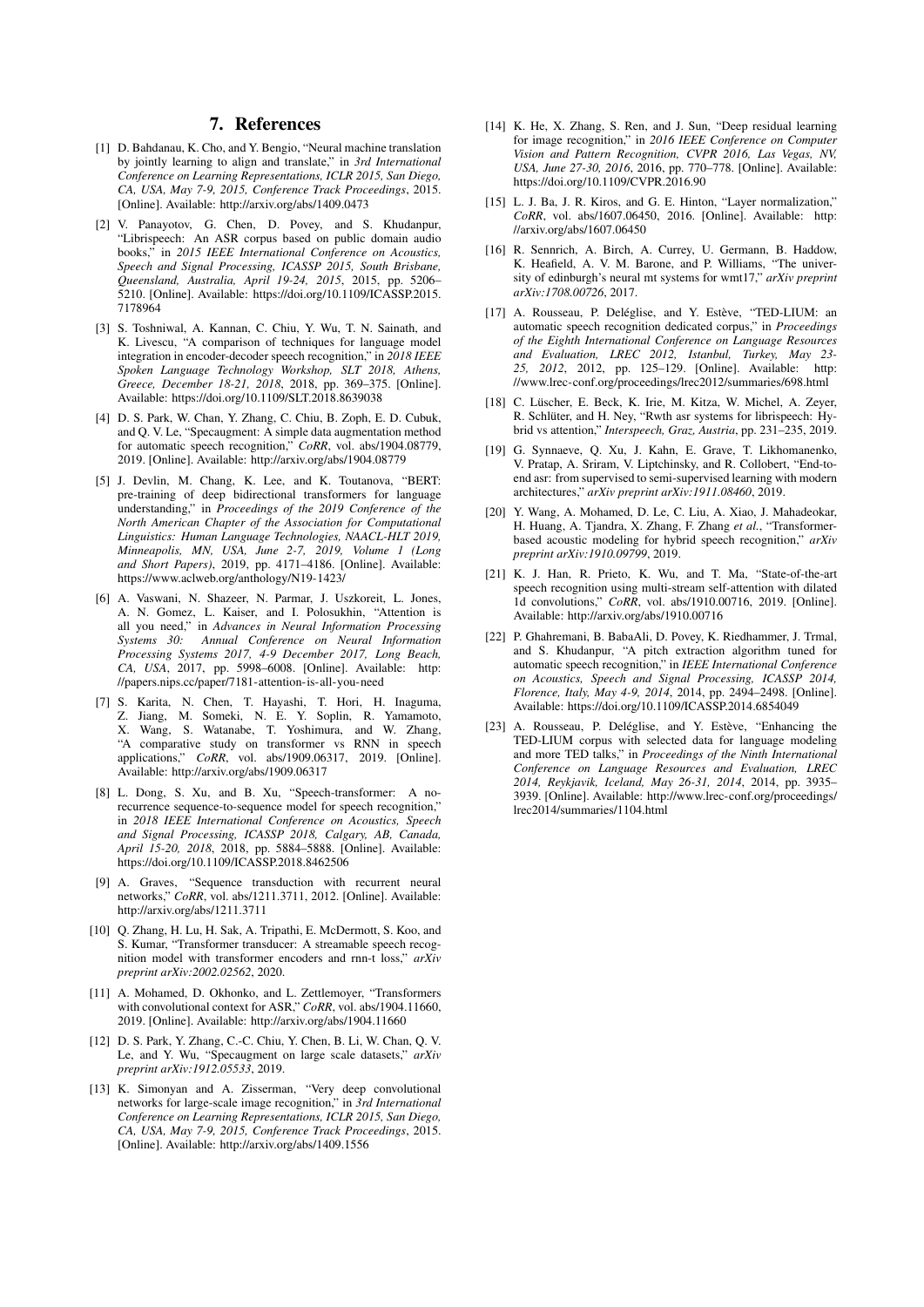## 7. References

[1] D. Bahdanau, K. Cho, and Y. Bengio, "Neural machine translation by jointly learning to align and translate," in *3rd International Conference on Learning Representations, ICLR 2015, San Diego, CA, USA, May 7-9, 2015, Conference Track Proceedings*, 2015. [Online]. Available: http://arxiv.org/abs/1409.0473

[2] V. Panayotov, G. Chen, D. Povey, and S. Khudanpur, "Librispeech: An ASR corpus based on public domain audio books," in *2015 IEEE International Conference on Acoustics, Speech and Signal Processing, ICASSP 2015, South Brisbane, Queensland, Australia, April 19-24, 2015*, 2015, pp. 5206–5210. [Online]. Available: https://doi.org/10.1109/ICASSP.2015.7178964

[3] S. Toshniwal, A. Kannan, C. Chiu, Y. Wu, T. N. Sainath, and K. Livescu, "A comparison of techniques for language model integration in encoder-decoder speech recognition," in *2018 IEEE Spoken Language Technology Workshop, SLT 2018, Athens, Greece, December 18-21, 2018*, 2018, pp. 369–375. [Online]. Available: https://doi.org/10.1109/SLT.2018.8639038

[4] D. S. Park, W. Chan, Y. Zhang, C. Chiu, B. Zoph, E. D. Cubuk, and Q. V. Le, "Specaugment: A simple data augmentation method for automatic speech recognition," *CoRR*, vol. abs/1904.08779, 2019. [Online]. Available: http://arxiv.org/abs/1904.08779

[5] J. Devlin, M. Chang, K. Lee, and K. Toutanova, "BERT: pre-training of deep bidirectional transformers for language understanding," in *Proceedings of the 2019 Conference of the North American Chapter of the Association for Computational Linguistics: Human Language Technologies, NAACL-HLT 2019, Minneapolis, MN, USA, June 2-7, 2019, Volume 1 (Long and Short Papers)*, 2019, pp. 4171–4186. [Online]. Available: https://www.aclweb.org/anthology/N19-1423/

[6] A. Vaswani, N. Shazeer, N. Parmar, J. Uszkoreit, L. Jones, A. N. Gomez, L. Kaiser, and I. Polosukhin, "Attention is all you need," in *Advances in Neural Information Processing Systems 30: Annual Conference on Neural Information Processing Systems 2017, 4-9 December 2017, Long Beach, CA, USA*, 2017, pp. 5998–6008. [Online]. Available: http://papers.nips.cc/paper/7181-attention-is-all-you-need

[7] S. Karita, N. Chen, T. Hayashi, T. Hori, H. Inaguma, Z. Jiang, M. Someki, N. E. Y. Soplin, R. Yamamoto, X. Wang, S. Watanabe, T. Yoshimura, and W. Zhang, "A comparative study on transformer vs RNN in speech applications," *CoRR*, vol. abs/1909.06317, 2019. [Online]. Available: http://arxiv.org/abs/1909.06317

[8] L. Dong, S. Xu, and B. Xu, "Speech-transformer: A no-recurrence sequence-to-sequence model for speech recognition," in *2018 IEEE International Conference on Acoustics, Speech and Signal Processing, ICASSP 2018, Calgary, AB, Canada, April 15-20, 2018*, 2018, pp. 5884–5888. [Online]. Available: https://doi.org/10.1109/ICASSP.2018.8462506

[9] A. Graves, "Sequence transduction with recurrent neural networks," *CoRR*, vol. abs/1211.3711, 2012. [Online]. Available: http://arxiv.org/abs/1211.3711

[10] Q. Zhang, H. Lu, H. Sak, A. Tripathi, E. McDermott, S. Koo, and S. Kumar, "Transformer transducer: A streamable speech recognition model with transformer encoders and rnn-t loss," *arXiv preprint arXiv:2002.02562*, 2020.

[11] A. Mohamed, D. Okhonko, and L. Zettlemoyer, "Transformers with convolutional context for ASR," *CoRR*, vol. abs/1904.11660, 2019. [Online]. Available: http://arxiv.org/abs/1904.11660

[12] D. S. Park, Y. Zhang, C.-C. Chiu, Y. Chen, B. Li, W. Chan, Q. V. Le, and Y. Wu, "Specaugment on large scale datasets," *arXiv preprint arXiv:1912.05533*, 2019.

[13] K. Simonyan and A. Zisserman, "Very deep convolutional networks for large-scale image recognition," in *3rd International Conference on Learning Representations, ICLR 2015, San Diego, CA, USA, May 7-9, 2015, Conference Track Proceedings*, 2015. [Online]. Available: http://arxiv.org/abs/1409.1556

[14] K. He, X. Zhang, S. Ren, and J. Sun, "Deep residual learning for image recognition," in *2016 IEEE Conference on Computer Vision and Pattern Recognition, CVPR 2016, Las Vegas, NV, USA, June 27-30, 2016*, 2016, pp. 770–778. [Online]. Available: https://doi.org/10.1109/CVPR.2016.90

[15] L. J. Ba, J. R. Kiros, and G. E. Hinton, "Layer normalization," *CoRR*, vol. abs/1607.06450, 2016. [Online]. Available: http://arxiv.org/abs/1607.06450

[16] R. Sennrich, A. Birch, A. Currey, U. Germann, B. Haddow, K. Heafield, A. V. M. Barone, and P. Williams, "The university of edinburgh's neural mt systems for wmt17," *arXiv preprint arXiv:1708.00726*, 2017.

[17] A. Rousseau, P. Deléglise, and Y. Estève, "TED-LIUM: an automatic speech recognition dedicated corpus," in *Proceedings of the Eighth International Conference on Language Resources and Evaluation, LREC 2012, Istanbul, Turkey, May 23-25, 2012*, 2012, pp. 125–129. [Online]. Available: http://www.lrec-conf.org/proceedings/lrec2012/summaries/698.html

[18] C. Lüscher, E. Beck, K. Irie, M. Kitza, W. Michel, A. Zeyer, R. Schlüter, and H. Ney, "Rwth asr systems for librispeech: Hybrid vs attention," *Interspeech, Graz, Austria*, pp. 231–235, 2019.

[19] G. Synnaeve, Q. Xu, J. Kahn, E. Grave, T. Likhomanenko, V. Pratap, A. Sriram, V. Liptchinsky, and R. Collobert, "End-to-end asr: from supervised to semi-supervised learning with modern architectures," *arXiv preprint arXiv:1911.08460*, 2019.

[20] Y. Wang, A. Mohamed, D. Le, C. Liu, A. Xiao, J. Mahadeokar, H. Huang, A. Tjandra, X. Zhang, F. Zhang *et al.*, "Transformer-based acoustic modeling for hybrid speech recognition," *arXiv preprint arXiv:1910.09799*, 2019.

[21] K. J. Han, R. Prieto, K. Wu, and T. Ma, "State-of-the-art speech recognition using multi-stream self-attention with dilated 1d convolutions," *CoRR*, vol. abs/1910.00716, 2019. [Online]. Available: http://arxiv.org/abs/1910.00716

[22] P. Ghahremani, B. BabaAli, D. Povey, K. Riedhammer, J. Trmal, and S. Khudanpur, "A pitch extraction algorithm tuned for automatic speech recognition," in *IEEE International Conference on Acoustics, Speech and Signal Processing, ICASSP 2014, Florence, Italy, May 4-9, 2014*, 2014, pp. 2494–2498. [Online]. Available: https://doi.org/10.1109/ICASSP.2014.6854049

[23] A. Rousseau, P. Deléglise, and Y. Estève, "Enhancing the TED-LIUM corpus with selected data for language modeling and more TED talks," in *Proceedings of the Ninth International Conference on Language Resources and Evaluation, LREC 2014, Reykjavik, Iceland, May 26-31, 2014*, 2014, pp. 3935–3939. [Online]. Available: http://www.lrec-conf.org/proceedings/lrec2014/summaries/1104.html